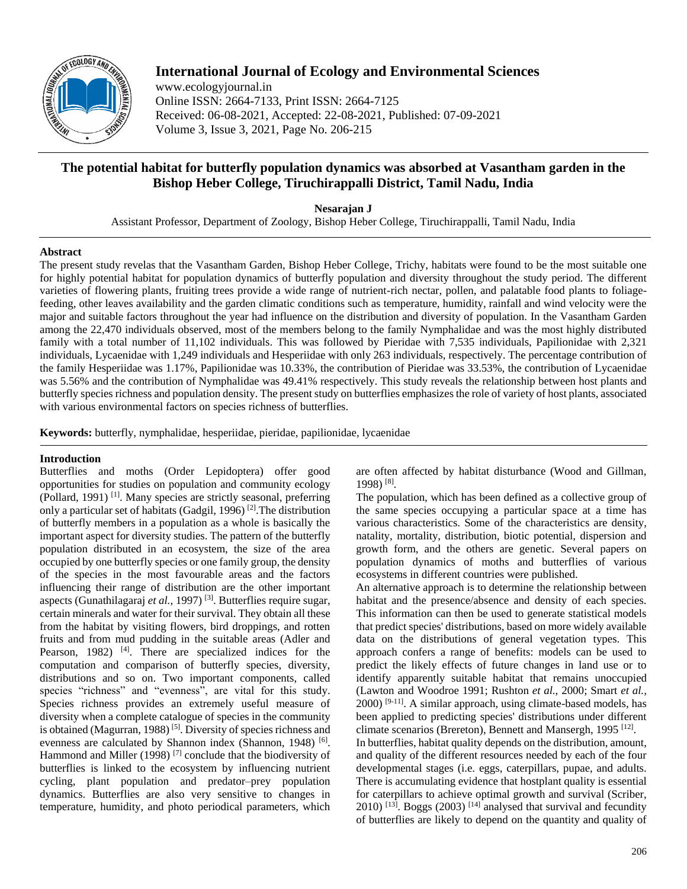# International Journal of Ecology and Environmental Sciences

www.ecologyjournal.in
Online ISSN: 2664-7133, Print ISSN: 2664-7125
Received: 06-08-2021, Accepted: 22-08-2021, Published: 07-09-2021
Volume 3, Issue 3, 2021, Page No. 206-215

## The potential habitat for butterfly population dynamics was absorbed at Vasantham garden in the Bishop Heber College, Tiruchirappalli District, Tamil Nadu, India

**Nesarajan J**

Assistant Professor, Department of Zoology, Bishop Heber College, Tiruchirappalli, Tamil Nadu, India

### Abstract

The present study revelas that the Vasantham Garden, Bishop Heber College, Trichy, habitats were found to be the most suitable one for highly potential habitat for population dynamics of butterfly population and diversity throughout the study period. The different varieties of flowering plants, fruiting trees provide a wide range of nutrient-rich nectar, pollen, and palatable food plants to foliage-feeding, other leaves availability and the garden climatic conditions such as temperature, humidity, rainfall and wind velocity were the major and suitable factors throughout the year had influence on the distribution and diversity of population. In the Vasantham Garden among the 22,470 individuals observed, most of the members belong to the family Nymphalidae and was the most highly distributed family with a total number of 11,102 individuals. This was followed by Pieridae with 7,535 individuals, Papilionidae with 2,321 individuals, Lycaenidae with 1,249 individuals and Hesperiidae with only 263 individuals, respectively. The percentage contribution of the family Hesperiidae was 1.17%, Papilionidae was 10.33%, the contribution of Pieridae was 33.53%, the contribution of Lycaenidae was 5.56% and the contribution of Nymphalidae was 49.41% respectively. This study reveals the relationship between host plants and butterfly species richness and population density. The present study on butterflies emphasizes the role of variety of host plants, associated with various environmental factors on species richness of butterflies.

**Keywords:** butterfly, nymphalidae, hesperiidae, pieridae, papilionidae, lycaenidae

### Introduction

Butterflies and moths (Order Lepidoptera) offer good opportunities for studies on population and community ecology (Pollard, 1991) [1]. Many species are strictly seasonal, preferring only a particular set of habitats (Gadgil, 1996) [2].The distribution of butterfly members in a population as a whole is basically the important aspect for diversity studies. The pattern of the butterfly population distributed in an ecosystem, the size of the area occupied by one butterfly species or one family group, the density of the species in the most favourable areas and the factors influencing their range of distribution are the other important aspects (Gunathilagaraj *et al.*, 1997) [3]. Butterflies require sugar, certain minerals and water for their survival. They obtain all these from the habitat by visiting flowers, bird droppings, and rotten fruits and from mud pudding in the suitable areas (Adler and Pearson, 1982) [4]. There are specialized indices for the computation and comparison of butterfly species, diversity, distributions and so on. Two important components, called species "richness" and "evenness", are vital for this study. Species richness provides an extremely useful measure of diversity when a complete catalogue of species in the community is obtained (Magurran, 1988) [5]. Diversity of species richness and evenness are calculated by Shannon index (Shannon, 1948) [6]. Hammond and Miller (1998) [7] conclude that the biodiversity of butterflies is linked to the ecosystem by influencing nutrient cycling, plant population and predator–prey population dynamics. Butterflies are also very sensitive to changes in temperature, humidity, and photo periodical parameters, which are often affected by habitat disturbance (Wood and Gillman, 1998) [8].

The population, which has been defined as a collective group of the same species occupying a particular space at a time has various characteristics. Some of the characteristics are density, natality, mortality, distribution, biotic potential, dispersion and growth form, and the others are genetic. Several papers on population dynamics of moths and butterflies of various ecosystems in different countries were published.

An alternative approach is to determine the relationship between habitat and the presence/absence and density of each species. This information can then be used to generate statistical models that predict species' distributions, based on more widely available data on the distributions of general vegetation types. This approach confers a range of benefits: models can be used to predict the likely effects of future changes in land use or to identify apparently suitable habitat that remains unoccupied (Lawton and Woodroe 1991; Rushton *et al.*, 2000; Smart *et al.*, 2000) [9-11]. A similar approach, using climate-based models, has been applied to predicting species' distributions under different climate scenarios (Brereton), Bennett and Mansergh, 1995 [12].

In butterflies, habitat quality depends on the distribution, amount, and quality of the different resources needed by each of the four developmental stages (i.e. eggs, caterpillars, pupae, and adults. There is accumulating evidence that hostplant quality is essential for caterpillars to achieve optimal growth and survival (Scriber, 2010) [13]. Boggs (2003) [14] analysed that survival and fecundity of butterflies are likely to depend on the quantity and quality of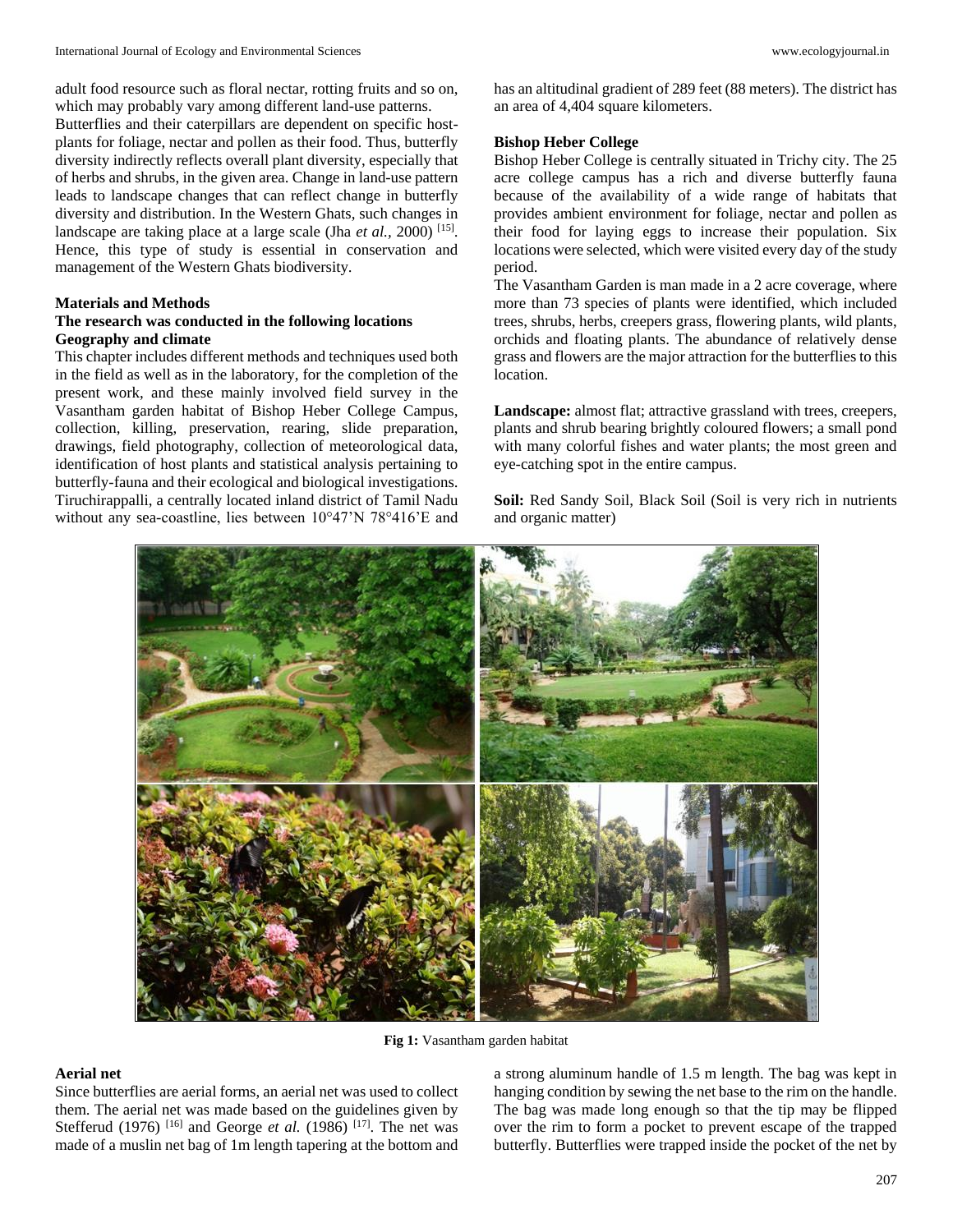adult food resource such as floral nectar, rotting fruits and so on, which may probably vary among different land-use patterns.

Butterflies and their caterpillars are dependent on specific host-plants for foliage, nectar and pollen as their food. Thus, butterfly diversity indirectly reflects overall plant diversity, especially that of herbs and shrubs, in the given area. Change in land-use pattern leads to landscape changes that can reflect change in butterfly diversity and distribution. In the Western Ghats, such changes in landscape are taking place at a large scale (Jha *et al.,* 2000) [15]. Hence, this type of study is essential in conservation and management of the Western Ghats biodiversity.

## Materials and Methods

### The research was conducted in the following locations

### Geography and climate

This chapter includes different methods and techniques used both in the field as well as in the laboratory, for the completion of the present work, and these mainly involved field survey in the Vasantham garden habitat of Bishop Heber College Campus, collection, killing, preservation, rearing, slide preparation, drawings, field photography, collection of meteorological data, identification of host plants and statistical analysis pertaining to butterfly-fauna and their ecological and biological investigations. Tiruchirappalli, a centrally located inland district of Tamil Nadu without any sea-coastline, lies between 10°47'N 78°416'E and has an altitudinal gradient of 289 feet (88 meters). The district has an area of 4,404 square kilometers.

### Bishop Heber College

Bishop Heber College is centrally situated in Trichy city. The 25 acre college campus has a rich and diverse butterfly fauna because of the availability of a wide range of habitats that provides ambient environment for foliage, nectar and pollen as their food for laying eggs to increase their population. Six locations were selected, which were visited every day of the study period.

The Vasantham Garden is man made in a 2 acre coverage, where more than 73 species of plants were identified, which included trees, shrubs, herbs, creepers grass, flowering plants, wild plants, orchids and floating plants. The abundance of relatively dense grass and flowers are the major attraction for the butterflies to this location.

**Landscape:** almost flat; attractive grassland with trees, creepers, plants and shrub bearing brightly coloured flowers; a small pond with many colorful fishes and water plants; the most green and eye-catching spot in the entire campus.

**Soil:** Red Sandy Soil, Black Soil (Soil is very rich in nutrients and organic matter)

**Fig 1:** Vasantham garden habitat

### Aerial net

Since butterflies are aerial forms, an aerial net was used to collect them. The aerial net was made based on the guidelines given by Stefferud (1976) [16] and George *et al.* (1986) [17]. The net was made of a muslin net bag of 1m length tapering at the bottom and a strong aluminum handle of 1.5 m length. The bag was kept in hanging condition by sewing the net base to the rim on the handle. The bag was made long enough so that the tip may be flipped over the rim to form a pocket to prevent escape of the trapped butterfly. Butterflies were trapped inside the pocket of the net by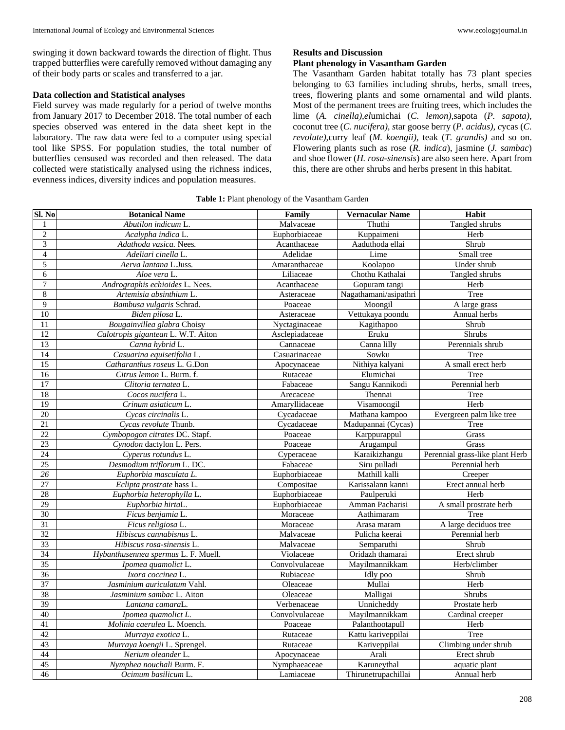swinging it down backward towards the direction of flight. Thus trapped butterflies were carefully removed without damaging any of their body parts or scales and transferred to a jar.

### Data collection and Statistical analyses

Field survey was made regularly for a period of twelve months from January 2017 to December 2018. The total number of each species observed was entered in the data sheet kept in the laboratory. The raw data were fed to a computer using special tool like SPSS. For population studies, the total number of butterflies censused was recorded and then released. The data collected were statistically analysed using the richness indices, evenness indices, diversity indices and population measures.

## Results and Discussion

### Plant phenology in Vasantham Garden

The Vasantham Garden habitat totally has 73 plant species belonging to 63 families including shrubs, herbs, small trees, trees, flowering plants and some ornamental and wild plants. Most of the permanent trees are fruiting trees, which includes the lime (*A. cinella),el*umichai (*C. lemon),*sapota (*P. sapota),* coconut tree (*C. nucifera),* star goose berry (*P. acidus), c*ycas (*C. revolute),*curry leaf (*M. koengii),* teak (*T. grandis)* and so on. Flowering plants such as rose (*R. indica*), jasmine (*J. sambac*) and shoe flower (*H. rosa-sinensis*) are also seen here. Apart from this, there are other shrubs and herbs present in this habitat.

**Table 1:** Plant phenology of the Vasantham Garden

| Sl. No | Botanical Name | Family | Vernacular Name | Habit |
|---|---|---|---|---|
| 1 | *Abutilon indicum* L. | Malvaceae | Thuthi | Tangled shrubs |
| 2 | *Acalypha indica* L. | Euphorbiaceae | Kuppaimeni | Herb |
| 3 | *Adathoda vasica.* Nees. | Acanthaceae | Aaduthoda ellai | Shrub |
| 4 | *Adeliari cinella* L. | Adelidae | Lime | Small tree |
| 5 | *Aerva lantana* L.Juss. | Amaranthaceae | Koolapoo | Under shrub |
| 6 | *Aloe vera* L. | Liliaceae | Chothu Kathalai | Tangled shrubs |
| 7 | *Andrographis echioides* L. Nees. | Acanthaceae | Gopuram tangi | Herb |
| 8 | *Artemisia absinthium* L. | Asteraceae | Nagathamani/asipathri | Tree |
| 9 | *Bambusa vulgaris* Schrad. | Poaceae | Moongil | A large grass |
| 10 | *Biden pilosa* L. | Asteraceae | Vettukaya poondu | Annual herbs |
| 11 | *Bougainvillea glabra* Choisy | Nyctaginaceae | Kagithapoo | Shrub |
| 12 | *Calotropis gigantean* L. W.T. Aiton | Asclepiadaceae | Eruku | Shrubs |
| 13 | *Canna hybrid* L. | Cannaceae | Canna lilly | Perennials shrub |
| 14 | *Casuarina equisetifolia* L. | Casuarinaceae | Sowku | Tree |
| 15 | *Catharanthus roseus* L. G.Don | Apocynaceae | Nithiya kalyani | A small erect herb |
| 16 | *Citrus lemon* L. Burm. f. | Rutaceae | Elumichai | Tree |
| 17 | *Clitoria ternatea* L. | Fabaceae | Sangu Kannikodi | Perennial herb |
| 18 | *Cocos nucifera* L. | Arecaceae | Thennai | Tree |
| 19 | *Crinum asiaticum* L. | Amaryllidaceae | Visamoongil | Herb |
| 20 | *Cycas circinalis* L. | Cycadaceae | Mathana kampoo | Evergreen palm like tree |
| 21 | *Cycas revolute* Thunb. | Cycadaceae | Madupannai (Cycas) | Tree |
| 22 | *Cymbopogon citrates* DC. Stapf. | Poaceae | Karppurappul | Grass |
| 23 | *Cynodon* dactylon L. Pers. | Poaceae | Arugampul | Grass |
| 24 | *Cyperus rotundus* L. | Cyperaceae | Karaikizhangu | Perennial grass-like plant Herb |
| 25 | *Desmodium triflorum* L. DC. | Fabaceae | Siru pulladi | Perennial herb |
| *26* | *Euphorbia masculata L.* | Euphorbiaceae | Mathill kalli | Creeper |
| 27 | *Eclipta prostrate* hass L. | Compositae | Karissalann kanni | Erect annual herb |
| 28 | *Euphorbia heterophylla* L. | Euphorbiaceae | Paulperuki | Herb |
| 29 | *Euphorbia hirta*L. | Euphorbiaceae | Amman Pacharisi | A small prostrate herb |
| 30 | *Ficus benjamia* L. | Moraceae | Aathimaram | Tree |
| 31 | *Ficus religiosa* L. | Moraceae | Arasa maram | A large deciduos tree |
| 32 | *Hibiscus cannabisnus* L. | Malvaceae | Pulicha keerai | Perennial herb |
| 33 | *Hibiscus rosa-sinensis* L. | Malvaceae | Semparuthi | Shrub |
| 34 | *Hybanthusennea spermus* L. F. Muell. | Violaceae | Oridazh thamarai | Erect shrub |
| 35 | *Ipomea quamolict* L. | Convolvulaceae | Mayilmannikkam | Herb/climber |
| 36 | *Ixora coccinea* L. | Rubiaceae | Idly poo | Shrub |
| 37 | *Jasminium auriculatum* Vahl. | Oleaceae | Mullai | Herb |
| 38 | *Jasminium sambac* L. Aiton | Oleaceae | Malligai | Shrubs |
| 39 | *Lantana camara*L. | Verbenaceae | Unnicheddy | Prostate herb |
| 40 | *Ipomea quamolict L.* | Convolvulaceae | Mayilmannikkam | Cardinal creeper |
| 41 | *Molinia caerulea* L. Moench. | Poaceae | Palanthootapull | Herb |
| 42 | *Murraya exotica* L. | Rutaceae | Kattu kariveppilai | Tree |
| 43 | *Murraya koengii* L. Sprengel. | Rutaceae | Kariveppilai | Climbing under shrub |
| 44 | *Nerium oleander* L. | Apocynaceae | Arali | Erect shrub |
| 45 | *Nymphea nouchali* Burm. F. | Nymphaeaceae | Karuneythal | aquatic plant |
| 46 | *Ocimum basilicum* L. | Lamiaceae | Thirunetrupachillai | Annual herb |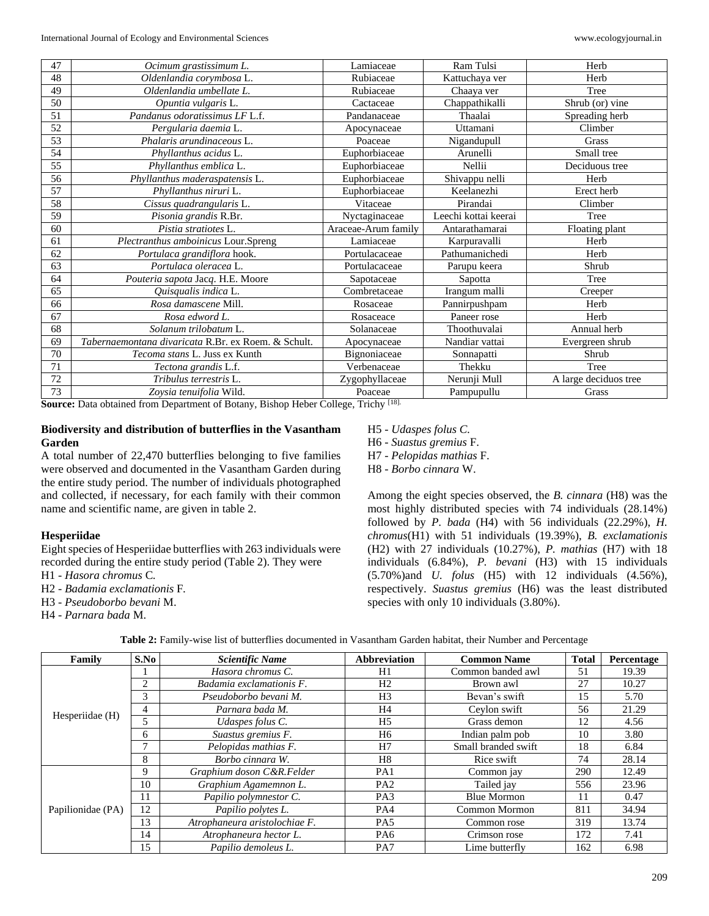| 47 | *Ocimum grastissimum L.* | Lamiaceae | Ram Tulsi | Herb |
|---|---|---|---|---|
| 48 | *Oldenlandia corymbosa* L. | Rubiaceae | Kattuchaya ver | Herb |
| 49 | *Oldenlandia umbellate L.* | Rubiaceae | Chaaya ver | Tree |
| 50 | *Opuntia vulgaris* L. | Cactaceae | Chappathikalli | Shrub (or) vine |
| 51 | *Pandanus odoratissimus LF* L.f. | Pandanaceae | Thaalai | Spreading herb |
| 52 | *Pergularia daemia* L. | Apocynaceae | Uttamani | Climber |
| 53 | *Phalaris arundinaceous* L. | Poaceae | Nigandupull | Grass |
| 54 | *Phyllanthus acidus* L. | Euphorbiaceae | Arunelli | Small tree |
| 55 | *Phyllanthus emblica* L. | Euphorbiaceae | Nellii | Deciduous tree |
| 56 | *Phyllanthus maderaspatensis* L. | Euphorbiaceae | Shivappu nelli | Herb |
| 57 | *Phyllanthus niruri* L. | Euphorbiaceae | Keelanezhi | Erect herb |
| 58 | *Cissus quadrangularis* L. | Vitaceae | Pirandai | Climber |
| 59 | *Pisonia grandis* R.Br. | Nyctaginaceae | Leechi kottai keerai | Tree |
| 60 | *Pistia stratiotes* L. | Araceae-Arum family | Antarathamarai | Floating plant |
| 61 | *Plectranthus amboinicus* Lour.Spreng | Lamiaceae | Karpuravalli | Herb |
| 62 | *Portulaca grandiflora* hook. | Portulacaceae | Pathumanichedi | Herb |
| 63 | *Portulaca oleracea* L. | Portulacaceae | Parupu keera | Shrub |
| 64 | *Pouteria sapota* Jacq. H.E. Moore | Sapotaceae | Sapotta | Tree |
| 65 | *Quisqualis indica* L. | Combretaceae | Irangum malli | Creeper |
| 66 | *Rosa damascene* Mill. | Rosaceae | Pannirpushpam | Herb |
| 67 | *Rosa edword L.* | Rosaceace | Paneer rose | Herb |
| 68 | *Solanum trilobatum* L. | Solanaceae | Thoothuvalai | Annual herb |
| 69 | *Tabernaemontana divaricata* R.Br. ex Roem. & Schult. | Apocynaceae | Nandiar vattai | Evergreen shrub |
| 70 | *Tecoma stans* L. Juss ex Kunth | Bignoniaceae | Sonnapatti | Shrub |
| 71 | *Tectona grandis* L.f. | Verbenaceae | Thekku | Tree |
| 72 | *Tribulus terrestris* L. | Zygophyllaceae | Nerunji Mull | A large deciduos tree |
| 73 | *Zoysia tenuifolia* Wild. | Poaceae | Pampupullu | Grass |

**Source:** Data obtained from Department of Botany, Bishop Heber College, Trichy [18].

**Biodiversity and distribution of butterflies in the Vasantham Garden**

A total number of 22,470 butterflies belonging to five families were observed and documented in the Vasantham Garden during the entire study period. The number of individuals photographed and collected, if necessary, for each family with their common name and scientific name, are given in table 2.

**Hesperiidae**

Eight species of Hesperiidae butterflies with 263 individuals were recorded during the entire study period (Table 2). They were

H1 - *Hasora chromus* C.
H2 - *Badamia exclamationis* F.
H3 - *Pseudoborbo bevani* M.
H4 - *Parnara bada* M.
H5 - *Udaspes folus C.*
H6 - *Suastus gremius* F.
H7 - *Pelopidas mathias* F.
H8 - *Borbo cinnara* W.

Among the eight species observed, the *B. cinnara* (H8) was the most highly distributed species with 74 individuals (28.14%) followed by *P. bada* (H4) with 56 individuals (22.29%), *H. chromus*(H1) with 51 individuals (19.39%), *B. exclamationis* (H2) with 27 individuals (10.27%), *P. mathias* (H7) with 18 individuals (6.84%), *P. bevani* (H3) with 15 individuals (5.70%)and *U. folus* (H5) with 12 individuals (4.56%), respectively. *Suastus gremius* (H6) was the least distributed species with only 10 individuals (3.80%).

**Table 2:** Family-wise list of butterflies documented in Vasantham Garden habitat, their Number and Percentage

| Family | S.No | *Scientific Name* | Abbreviation | Common Name | Total | Percentage |
|---|---|---|---|---|---|---|
| Hesperiidae (H) | 1 | *Hasora chromus C.* | H1 | Common banded awl | 51 | 19.39 |
| | 2 | *Badamia exclamationis F.* | H2 | Brown awl | 27 | 10.27 |
| | 3 | *Pseudoborbo bevani M.* | H3 | Bevan's swift | 15 | 5.70 |
| | 4 | *Parnara bada M.* | H4 | Ceylon swift | 56 | 21.29 |
| | 5 | *Udaspes folus C.* | H5 | Grass demon | 12 | 4.56 |
| | 6 | *Suastus gremius F.* | H6 | Indian palm pob | 10 | 3.80 |
| | 7 | *Pelopidas mathias F.* | H7 | Small branded swift | 18 | 6.84 |
| | 8 | *Borbo cinnara W.* | H8 | Rice swift | 74 | 28.14 |
| Papilionidae (PA) | 9 | *Graphium doson C&R.Felder* | PA1 | Common jay | 290 | 12.49 |
| | 10 | *Graphium Agamemnon L.* | PA2 | Tailed jay | 556 | 23.96 |
| | 11 | *Papilio polymnestor C.* | PA3 | Blue Mormon | 11 | 0.47 |
| | 12 | *Papilio polytes L.* | PA4 | Common Mormon | 811 | 34.94 |
| | 13 | *Atrophaneura aristolochiae F.* | PA5 | Common rose | 319 | 13.74 |
| | 14 | *Atrophaneura hector L.* | PA6 | Crimson rose | 172 | 7.41 |
| | 15 | *Papilio demoleus L.* | PA7 | Lime butterfly | 162 | 6.98 |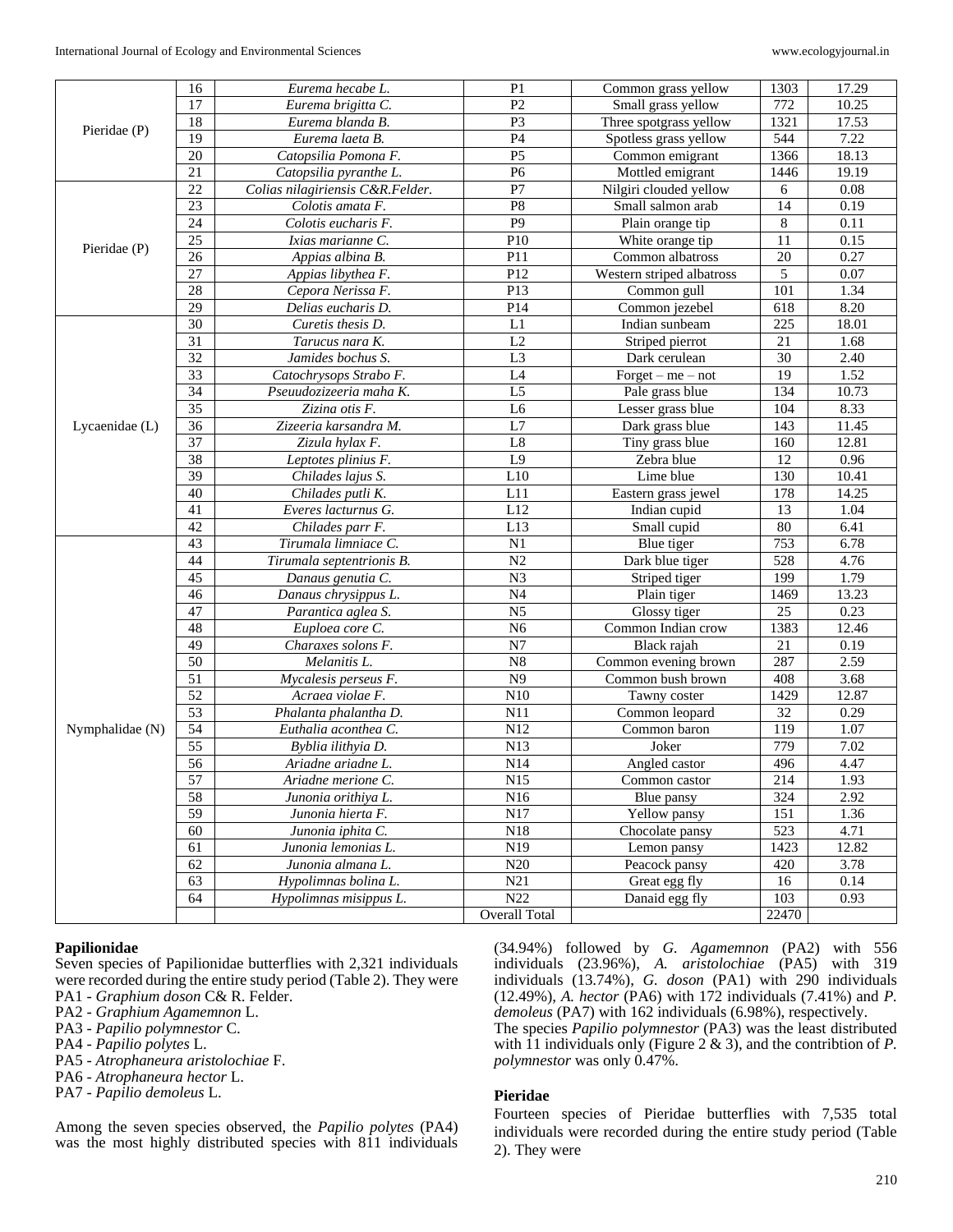| | | | | | | |
|---|---|---|---|---|---|---|
| Pieridae (P) | 16 | *Eurema hecabe L.* | P1 | Common grass yellow | 1303 | 17.29 |
| | 17 | *Eurema brigitta C.* | P2 | Small grass yellow | 772 | 10.25 |
| | 18 | *Eurema blanda B.* | P3 | Three spotgrass yellow | 1321 | 17.53 |
| | 19 | *Eurema laeta B.* | P4 | Spotless grass yellow | 544 | 7.22 |
| | 20 | *Catopsilia Pomona F.* | P5 | Common emigrant | 1366 | 18.13 |
| | 21 | *Catopsilia pyranthe L.* | P6 | Mottled emigrant | 1446 | 19.19 |
| Pieridae (P) | 22 | *Colias nilagiriensis C&R.Felder.* | P7 | Nilgiri clouded yellow | 6 | 0.08 |
| | 23 | *Colotis amata F.* | P8 | Small salmon arab | 14 | 0.19 |
| | 24 | *Colotis eucharis F.* | P9 | Plain orange tip | 8 | 0.11 |
| | 25 | *Ixias marianne C.* | P10 | White orange tip | 11 | 0.15 |
| | 26 | *Appias albina B.* | P11 | Common albatross | 20 | 0.27 |
| | 27 | *Appias libythea F.* | P12 | Western striped albatross | 5 | 0.07 |
| | 28 | *Cepora Nerissa F.* | P13 | Common gull | 101 | 1.34 |
| | 29 | *Delias eucharis D.* | P14 | Common jezebel | 618 | 8.20 |
| Lycaenidae (L) | 30 | *Curetis thesis D.* | L1 | Indian sunbeam | 225 | 18.01 |
| | 31 | *Tarucus nara K.* | L2 | Striped pierrot | 21 | 1.68 |
| | 32 | *Jamides bochus S.* | L3 | Dark cerulean | 30 | 2.40 |
| | 33 | *Catochrysops Strabo F.* | L4 | Forget – me – not | 19 | 1.52 |
| | 34 | *Pseuudozizeeria maha K.* | L5 | Pale grass blue | 134 | 10.73 |
| | 35 | *Zizina otis F.* | L6 | Lesser grass blue | 104 | 8.33 |
| | 36 | *Zizeeria karsandra M.* | L7 | Dark grass blue | 143 | 11.45 |
| | 37 | *Zizula hylax F.* | L8 | Tiny grass blue | 160 | 12.81 |
| | 38 | *Leptotes plinius F.* | L9 | Zebra blue | 12 | 0.96 |
| | 39 | *Chilades lajus S.* | L10 | Lime blue | 130 | 10.41 |
| | 40 | *Chilades putli K.* | L11 | Eastern grass jewel | 178 | 14.25 |
| | 41 | *Everes lacturnus G.* | L12 | Indian cupid | 13 | 1.04 |
| | 42 | *Chilades parr F.* | L13 | Small cupid | 80 | 6.41 |
| Nymphalidae (N) | 43 | *Tirumala limniace C.* | N1 | Blue tiger | 753 | 6.78 |
| | 44 | *Tirumala septentrionis B.* | N2 | Dark blue tiger | 528 | 4.76 |
| | 45 | *Danaus genutia C.* | N3 | Striped tiger | 199 | 1.79 |
| | 46 | *Danaus chrysippus L.* | N4 | Plain tiger | 1469 | 13.23 |
| | 47 | *Parantica aglea S.* | N5 | Glossy tiger | 25 | 0.23 |
| | 48 | *Euploea core C.* | N6 | Common Indian crow | 1383 | 12.46 |
| | 49 | *Charaxes solons F.* | N7 | Black rajah | 21 | 0.19 |
| | 50 | *Melanitis L.* | N8 | Common evening brown | 287 | 2.59 |
| | 51 | *Mycalesis perseus F.* | N9 | Common bush brown | 408 | 3.68 |
| | 52 | *Acraea violae F.* | N10 | Tawny coster | 1429 | 12.87 |
| | 53 | *Phalanta phalantha D.* | N11 | Common leopard | 32 | 0.29 |
| | 54 | *Euthalia aconthea C.* | N12 | Common baron | 119 | 1.07 |
| | 55 | *Byblia ilithyia D.* | N13 | Joker | 779 | 7.02 |
| | 56 | *Ariadne ariadne L.* | N14 | Angled castor | 496 | 4.47 |
| | 57 | *Ariadne merione C.* | N15 | Common castor | 214 | 1.93 |
| | 58 | *Junonia orithiya L.* | N16 | Blue pansy | 324 | 2.92 |
| | 59 | *Junonia hierta F.* | N17 | Yellow pansy | 151 | 1.36 |
| | 60 | *Junonia iphita C.* | N18 | Chocolate pansy | 523 | 4.71 |
| | 61 | *Junonia lemonias L.* | N19 | Lemon pansy | 1423 | 12.82 |
| | 62 | *Junonia almana L.* | N20 | Peacock pansy | 420 | 3.78 |
| | 63 | *Hypolimnas bolina L.* | N21 | Great egg fly | 16 | 0.14 |
| | 64 | *Hypolimnas misippus L.* | N22 | Danaid egg fly | 103 | 0.93 |
| | | | Overall Total | | 22470 | |

**Papilionidae**

Seven species of Papilionidae butterflies with 2,321 individuals were recorded during the entire study period (Table 2). They were

PA1 - *Graphium doson* C& R. Felder.
PA2 - *Graphium Agamemnon* L.
PA3 - *Papilio polymnestor* C.
PA4 - *Papilio polytes* L.
PA5 - *Atrophaneura aristolochiae* F.
PA6 - *Atrophaneura hector* L.
PA7 - *Papilio demoleus* L.

Among the seven species observed, the *Papilio polytes* (PA4) was the most highly distributed species with 811 individuals (34.94%) followed by *G. Agamemnon* (PA2) with 556 individuals (23.96%), *A. aristolochiae* (PA5) with 319 individuals (13.74%), *G. doson* (PA1) with 290 individuals (12.49%), *A. hector* (PA6) with 172 individuals (7.41%) and *P. demoleus* (PA7) with 162 individuals (6.98%), respectively.

The species *Papilio polymnestor* (PA3) was the least distributed with 11 individuals only (Figure 2 & 3), and the contribtion of *P. polymnestor* was only 0.47%.

**Pieridae**

Fourteen species of Pieridae butterflies with 7,535 total individuals were recorded during the entire study period (Table 2). They were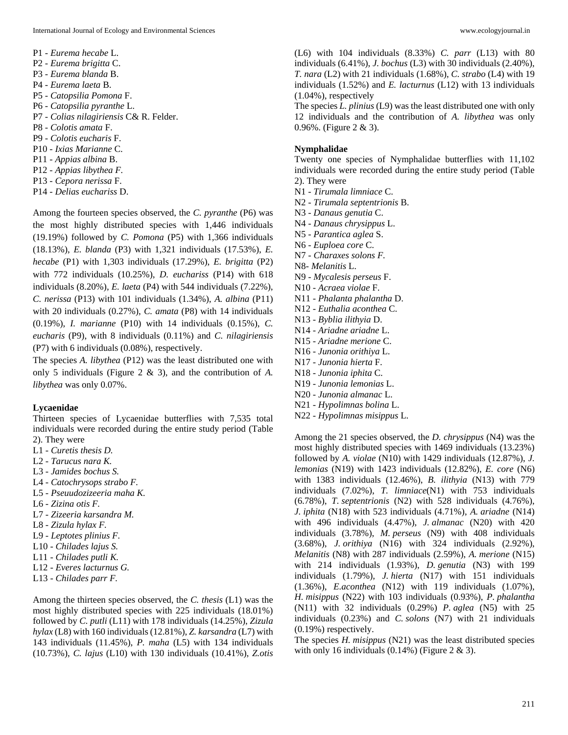P1 - *Eurema hecabe* L.
P2 - *Eurema brigitta* C.
P3 - *Eurema blanda* B.
P4 - *Eurema laeta* B.
P5 - *Catopsilia Pomona* F.
P6 - *Catopsilia pyranthe* L.
P7 - *Colias nilagiriensis* C& R. Felder.
P8 - *Colotis amata* F.
P9 - *Colotis eucharis* F.
P10 - *Ixias Marianne* C.
P11 - *Appias albina* B.
P12 - *Appias libythea F.*
P13 - *Cepora nerissa* F.
P14 - *Delias euchariss* D.

Among the fourteen species observed, the *C. pyranthe* (P6) was the most highly distributed species with 1,446 individuals (19.19%) followed by *C. Pomona* (P5) with 1,366 individuals (18.13%), *E. blanda* (P3) with 1,321 individuals (17.53%), *E. hecabe* (P1) with 1,303 individuals (17.29%), *E. brigitta* (P2) with 772 individuals (10.25%), *D. euchariss* (P14) with 618 individuals (8.20%), *E. laeta* (P4) with 544 individuals (7.22%), *C. nerissa* (P13) with 101 individuals (1.34%), *A. albina* (P11) with 20 individuals (0.27%), *C. amata* (P8) with 14 individuals (0.19%), *I. marianne* (P10) with 14 individuals (0.15%), *C. eucharis* (P9), with 8 individuals (0.11%) and *C. nilagiriensis* (P7) with 6 individuals (0.08%), respectively.

The species *A. libythea* (P12) was the least distributed one with only 5 individuals (Figure 2 & 3), and the contribution of *A. libythea* was only 0.07%.

### Lycaenidae

Thirteen species of Lycaenidae butterflies with 7,535 total individuals were recorded during the entire study period (Table 2). They were

L1 - *Curetis thesis D.*
L2 - *Tarucus nara K.*
L3 - *Jamides bochus S.*
L4 - *Catochrysops strabo F.*
L5 - *Pseuudozizeeria maha K.*
L6 - *Zizina otis F.*
L7 - *Zizeeria karsandra M.*
L8 - *Zizula hylax F.*
L9 - *Leptotes plinius F.*
L10 - *Chilades lajus S.*
L11 - *Chilades putli K.*
L12 - *Everes lacturnus G.*
L13 - *Chilades parr F.*

Among the thirteen species observed, the *C. thesis* (L1) was the most highly distributed species with 225 individuals (18.01%) followed by *C. putli* (L11) with 178 individuals (14.25%), *Zizula hylax* (L8) with 160 individuals (12.81%), *Z. karsandra* (L7) with 143 individuals (11.45%), *P. maha* (L5) with 134 individuals (10.73%), *C. lajus* (L10) with 130 individuals (10.41%), *Z.otis* (L6) with 104 individuals (8.33%) *C. parr* (L13) with 80 individuals (6.41%), *J. bochus* (L3) with 30 individuals (2.40%), *T. nara* (L2) with 21 individuals (1.68%), *C. strabo* (L4) with 19 individuals (1.52%) and *E. lacturnus* (L12) with 13 individuals (1.04%), respectively

The species *L. plinius* (L9) was the least distributed one with only 12 individuals and the contribution of *A. libythea* was only 0.96%. (Figure 2 & 3).

### Nymphalidae

Twenty one species of Nymphalidae butterflies with 11,102 individuals were recorded during the entire study period (Table 2). They were

N1 - *Tirumala limniace* C.
N2 - *Tirumala septentrionis* B.
N3 - *Danaus genutia* C.
N4 - *Danaus chrysippus* L.
N5 - *Parantica aglea* S.
N6 - *Euploea core* C.
N7 - *Charaxes solons F.*
N8- *Melanitis* L.
N9 - *Mycalesis perseus* F.
N10 - *Acraea violae* F.
N11 - *Phalanta phalantha* D.
N12 - *Euthalia aconthea* C.
N13 - *Byblia ilithyia* D.
N14 - *Ariadne ariadne* L.
N15 - *Ariadne merione* C.
N16 - *Junonia orithiya* L.
N17 - *Junonia hierta* F.
N18 - *Junonia iphita* C.
N19 - *Junonia lemonias* L.
N20 - *Junonia almanac* L.
N21 - *Hypolimnas bolina* L.
N22 - *Hypolimnas misippus* L.

Among the 21 species observed, the *D. chrysippus* (N4) was the most highly distributed species with 1469 individuals (13.23%) followed by *A. violae* (N10) with 1429 individuals (12.87%), *J. lemonias* (N19) with 1423 individuals (12.82%), *E. core* (N6) with 1383 individuals (12.46%), *B. ilithyia* (N13) with 779 individuals (7.02%), *T. limniace*(N1) with 753 individuals (6.78%), *T. septentrionis* (N2) with 528 individuals (4.76%), *J. iphita* (N18) with 523 individuals (4.71%), *A. ariadne* (N14) with 496 individuals (4.47%), *J. almanac* (N20) with 420 individuals (3.78%), *M. perseus* (N9) with 408 individuals (3.68%), *J. orithiya* (N16) with 324 individuals (2.92%), *Melanitis* (N8) with 287 individuals (2.59%), *A. merione* (N15) with 214 individuals (1.93%), *D. genutia* (N3) with 199 individuals (1.79%), *J. hierta* (N17) with 151 individuals (1.36%), *E.aconthea* (N12) with 119 individuals (1.07%), *H. misippus* (N22) with 103 individuals (0.93%), *P. phalantha* (N11) with 32 individuals (0.29%) *P. aglea* (N5) with 25 individuals (0.23%) and *C. solons* (N7) with 21 individuals (0.19%) respectively.

The species *H. misippus* (N21) was the least distributed species with only 16 individuals (0.14%) (Figure 2 & 3).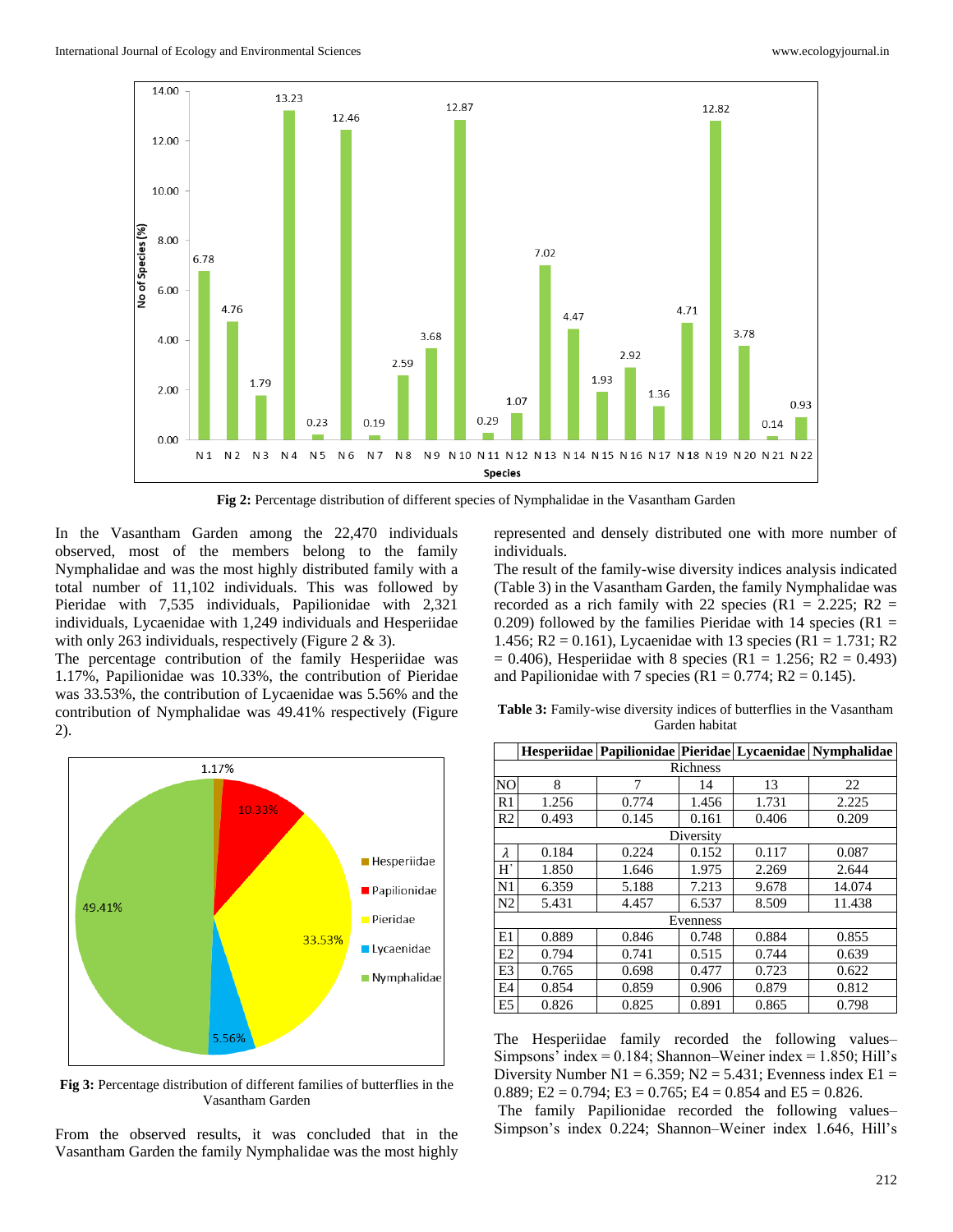Fig 2: Percentage distribution of different species of Nymphalidae in the Vasantham Garden

In the Vasantham Garden among the 22,470 individuals observed, most of the members belong to the family Nymphalidae and was the most highly distributed family with a total number of 11,102 individuals. This was followed by Pieridae with 7,535 individuals, Papilionidae with 2,321 individuals, Lycaenidae with 1,249 individuals and Hesperiidae with only 263 individuals, respectively (Figure 2 & 3).

The percentage contribution of the family Hesperiidae was 1.17%, Papilionidae was 10.33%, the contribution of Pieridae was 33.53%, the contribution of Lycaenidae was 5.56% and the contribution of Nymphalidae was 49.41% respectively (Figure 2).

Fig 3: Percentage distribution of different families of butterflies in the Vasantham Garden

From the observed results, it was concluded that in the Vasantham Garden the family Nymphalidae was the most highly represented and densely distributed one with more number of individuals.

The result of the family-wise diversity indices analysis indicated (Table 3) in the Vasantham Garden, the family Nymphalidae was recorded as a rich family with 22 species (R1 = 2.225; R2 = 0.209) followed by the families Pieridae with 14 species (R1 = 1.456; R2 = 0.161), Lycaenidae with 13 species (R1 = 1.731; R2 = 0.406), Hesperiidae with 8 species (R1 = 1.256; R2 = 0.493) and Papilionidae with 7 species (R1 = 0.774; R2 = 0.145).

**Table 3:** Family-wise diversity indices of butterflies in the Vasantham Garden habitat

| | Hesperiidae | Papilionidae | Pieridae | Lycaenidae | Nymphalidae |
|---|---|---|---|---|---|
| Richness | | | | | |
| NO | 8 | 7 | 14 | 13 | 22 |
| R1 | 1.256 | 0.774 | 1.456 | 1.731 | 2.225 |
| R2 | 0.493 | 0.145 | 0.161 | 0.406 | 0.209 |
| Diversity | | | | | |
| $\lambda$ | 0.184 | 0.224 | 0.152 | 0.117 | 0.087 |
| H' | 1.850 | 1.646 | 1.975 | 2.269 | 2.644 |
| N1 | 6.359 | 5.188 | 7.213 | 9.678 | 14.074 |
| N2 | 5.431 | 4.457 | 6.537 | 8.509 | 11.438 |
| Evenness | | | | | |
| E1 | 0.889 | 0.846 | 0.748 | 0.884 | 0.855 |
| E2 | 0.794 | 0.741 | 0.515 | 0.744 | 0.639 |
| E3 | 0.765 | 0.698 | 0.477 | 0.723 | 0.622 |
| E4 | 0.854 | 0.859 | 0.906 | 0.879 | 0.812 |
| E5 | 0.826 | 0.825 | 0.891 | 0.865 | 0.798 |

The Hesperiidae family recorded the following values– Simpsons' index = 0.184; Shannon–Weiner index = 1.850; Hill's Diversity Number N1 = 6.359; N2 = 5.431; Evenness index E1 = 0.889; E2 = 0.794; E3 = 0.765; E4 = 0.854 and E5 = 0.826.

The family Papilionidae recorded the following values– Simpson's index 0.224; Shannon–Weiner index 1.646, Hill's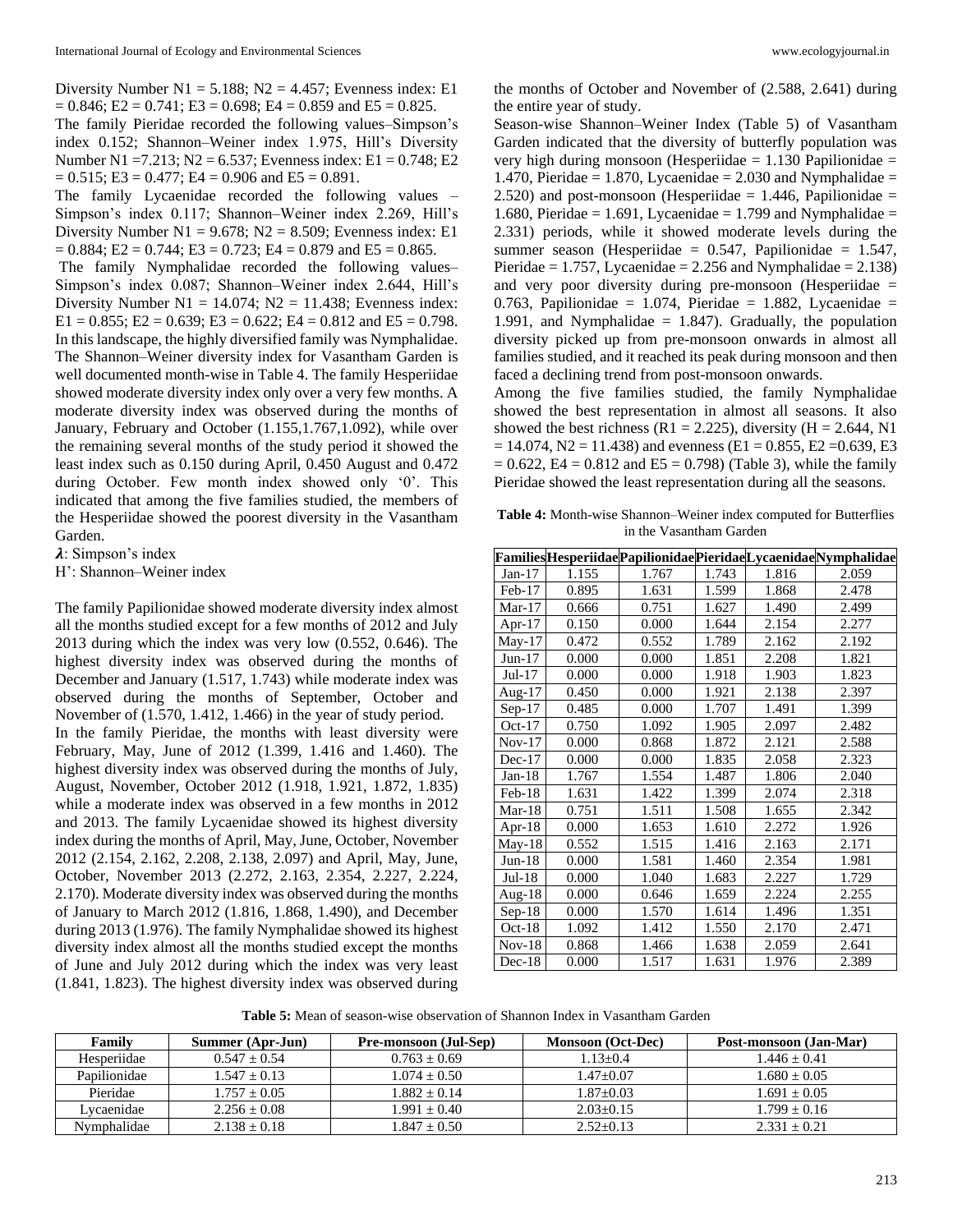Diversity Number N1 = 5.188; N2 = 4.457; Evenness index: E1 = 0.846; E2 = 0.741; E3 = 0.698; E4 = 0.859 and E5 = 0.825.

The family Pieridae recorded the following values–Simpson's index 0.152; Shannon–Weiner index 1.975, Hill's Diversity Number N1 =7.213; N2 = 6.537; Evenness index: E1 = 0.748; E2 = 0.515; E3 = 0.477; E4 = 0.906 and E5 = 0.891.

The family Lycaenidae recorded the following values – Simpson's index 0.117; Shannon–Weiner index 2.269, Hill's Diversity Number N1 = 9.678; N2 = 8.509; Evenness index: E1 = 0.884; E2 = 0.744; E3 = 0.723; E4 = 0.879 and E5 = 0.865.

The family Nymphalidae recorded the following values– Simpson's index 0.087; Shannon–Weiner index 2.644, Hill's Diversity Number N1 = 14.074; N2 = 11.438; Evenness index: E1 = 0.855; E2 = 0.639; E3 = 0.622; E4 = 0.812 and E5 = 0.798. In this landscape, the highly diversified family was Nymphalidae. The Shannon–Weiner diversity index for Vasantham Garden is well documented month-wise in Table 4. The family Hesperiidae showed moderate diversity index only over a very few months. A moderate diversity index was observed during the months of January, February and October (1.155,1.767,1.092), while over the remaining several months of the study period it showed the least index such as 0.150 during April, 0.450 August and 0.472 during October. Few month index showed only '0'. This indicated that among the five families studied, the members of the Hesperiidae showed the poorest diversity in the Vasantham Garden.

$\lambda$: Simpson's index

H': Shannon–Weiner index

The family Papilionidae showed moderate diversity index almost all the months studied except for a few months of 2012 and July 2013 during which the index was very low (0.552, 0.646). The highest diversity index was observed during the months of December and January (1.517, 1.743) while moderate index was observed during the months of September, October and November of (1.570, 1.412, 1.466) in the year of study period.

In the family Pieridae, the months with least diversity were February, May, June of 2012 (1.399, 1.416 and 1.460). The highest diversity index was observed during the months of July, August, November, October 2012 (1.918, 1.921, 1.872, 1.835) while a moderate index was observed in a few months in 2012 and 2013. The family Lycaenidae showed its highest diversity index during the months of April, May, June, October, November 2012 (2.154, 2.162, 2.208, 2.138, 2.097) and April, May, June, October, November 2013 (2.272, 2.163, 2.354, 2.227, 2.224, 2.170). Moderate diversity index was observed during the months of January to March 2012 (1.816, 1.868, 1.490), and December during 2013 (1.976). The family Nymphalidae showed its highest diversity index almost all the months studied except the months of June and July 2012 during which the index was very least (1.841, 1.823). The highest diversity index was observed during the months of October and November of (2.588, 2.641) during the entire year of study.

Season-wise Shannon–Weiner Index (Table 5) of Vasantham Garden indicated that the diversity of butterfly population was very high during monsoon (Hesperiidae = 1.130 Papilionidae = 1.470, Pieridae = 1.870, Lycaenidae = 2.030 and Nymphalidae = 2.520) and post-monsoon (Hesperiidae = 1.446, Papilionidae = 1.680, Pieridae = 1.691, Lycaenidae = 1.799 and Nymphalidae = 2.331) periods, while it showed moderate levels during the summer season (Hesperiidae = 0.547, Papilionidae = 1.547, Pieridae = 1.757, Lycaenidae = 2.256 and Nymphalidae = 2.138) and very poor diversity during pre-monsoon (Hesperiidae = 0.763, Papilionidae = 1.074, Pieridae = 1.882, Lycaenidae = 1.991, and Nymphalidae = 1.847). Gradually, the population diversity picked up from pre-monsoon onwards in almost all families studied, and it reached its peak during monsoon and then faced a declining trend from post-monsoon onwards.

Among the five families studied, the family Nymphalidae showed the best representation in almost all seasons. It also showed the best richness (R1 = 2.225), diversity (H = 2.644, N1 = 14.074, N2 = 11.438) and evenness (E1 = 0.855, E2 =0.639, E3 = 0.622, E4 = 0.812 and E5 = 0.798) (Table 3), while the family Pieridae showed the least representation during all the seasons.

**Table 4:** Month-wise Shannon–Weiner index computed for Butterflies in the Vasantham Garden

| Families | Hesperiidae | Papilionidae | Pieridae | Lycaenidae | Nymphalidae |
|---|---|---|---|---|---|
| Jan-17 | 1.155 | 1.767 | 1.743 | 1.816 | 2.059 |
| Feb-17 | 0.895 | 1.631 | 1.599 | 1.868 | 2.478 |
| Mar-17 | 0.666 | 0.751 | 1.627 | 1.490 | 2.499 |
| Apr-17 | 0.150 | 0.000 | 1.644 | 2.154 | 2.277 |
| May-17 | 0.472 | 0.552 | 1.789 | 2.162 | 2.192 |
| Jun-17 | 0.000 | 0.000 | 1.851 | 2.208 | 1.821 |
| Jul-17 | 0.000 | 0.000 | 1.918 | 1.903 | 1.823 |
| Aug-17 | 0.450 | 0.000 | 1.921 | 2.138 | 2.397 |
| Sep-17 | 0.485 | 0.000 | 1.707 | 1.491 | 1.399 |
| Oct-17 | 0.750 | 1.092 | 1.905 | 2.097 | 2.482 |
| Nov-17 | 0.000 | 0.868 | 1.872 | 2.121 | 2.588 |
| Dec-17 | 0.000 | 0.000 | 1.835 | 2.058 | 2.323 |
| Jan-18 | 1.767 | 1.554 | 1.487 | 1.806 | 2.040 |
| Feb-18 | 1.631 | 1.422 | 1.399 | 2.074 | 2.318 |
| Mar-18 | 0.751 | 1.511 | 1.508 | 1.655 | 2.342 |
| Apr-18 | 0.000 | 1.653 | 1.610 | 2.272 | 1.926 |
| May-18 | 0.552 | 1.515 | 1.416 | 2.163 | 2.171 |
| Jun-18 | 0.000 | 1.581 | 1.460 | 2.354 | 1.981 |
| Jul-18 | 0.000 | 1.040 | 1.683 | 2.227 | 1.729 |
| Aug-18 | 0.000 | 0.646 | 1.659 | 2.224 | 2.255 |
| Sep-18 | 0.000 | 1.570 | 1.614 | 1.496 | 1.351 |
| Oct-18 | 1.092 | 1.412 | 1.550 | 2.170 | 2.471 |
| Nov-18 | 0.868 | 1.466 | 1.638 | 2.059 | 2.641 |
| Dec-18 | 0.000 | 1.517 | 1.631 | 1.976 | 2.389 |

**Table 5:** Mean of season-wise observation of Shannon Index in Vasantham Garden

| Family | Summer (Apr-Jun) | Pre-monsoon (Jul-Sep) | Monsoon (Oct-Dec) | Post-monsoon (Jan-Mar) |
|---|---|---|---|---|
| Hesperiidae | 0.547 ± 0.54 | 0.763 ± 0.69 | 1.13±0.4 | 1.446 ± 0.41 |
| Papilionidae | 1.547 ± 0.13 | 1.074 ± 0.50 | 1.47±0.07 | 1.680 ± 0.05 |
| Pieridae | 1.757 ± 0.05 | 1.882 ± 0.14 | 1.87±0.03 | 1.691 ± 0.05 |
| Lycaenidae | 2.256 ± 0.08 | 1.991 ± 0.40 | 2.03±0.15 | 1.799 ± 0.16 |
| Nymphalidae | 2.138 ± 0.18 | 1.847 ± 0.50 | 2.52±0.13 | 2.331 ± 0.21 |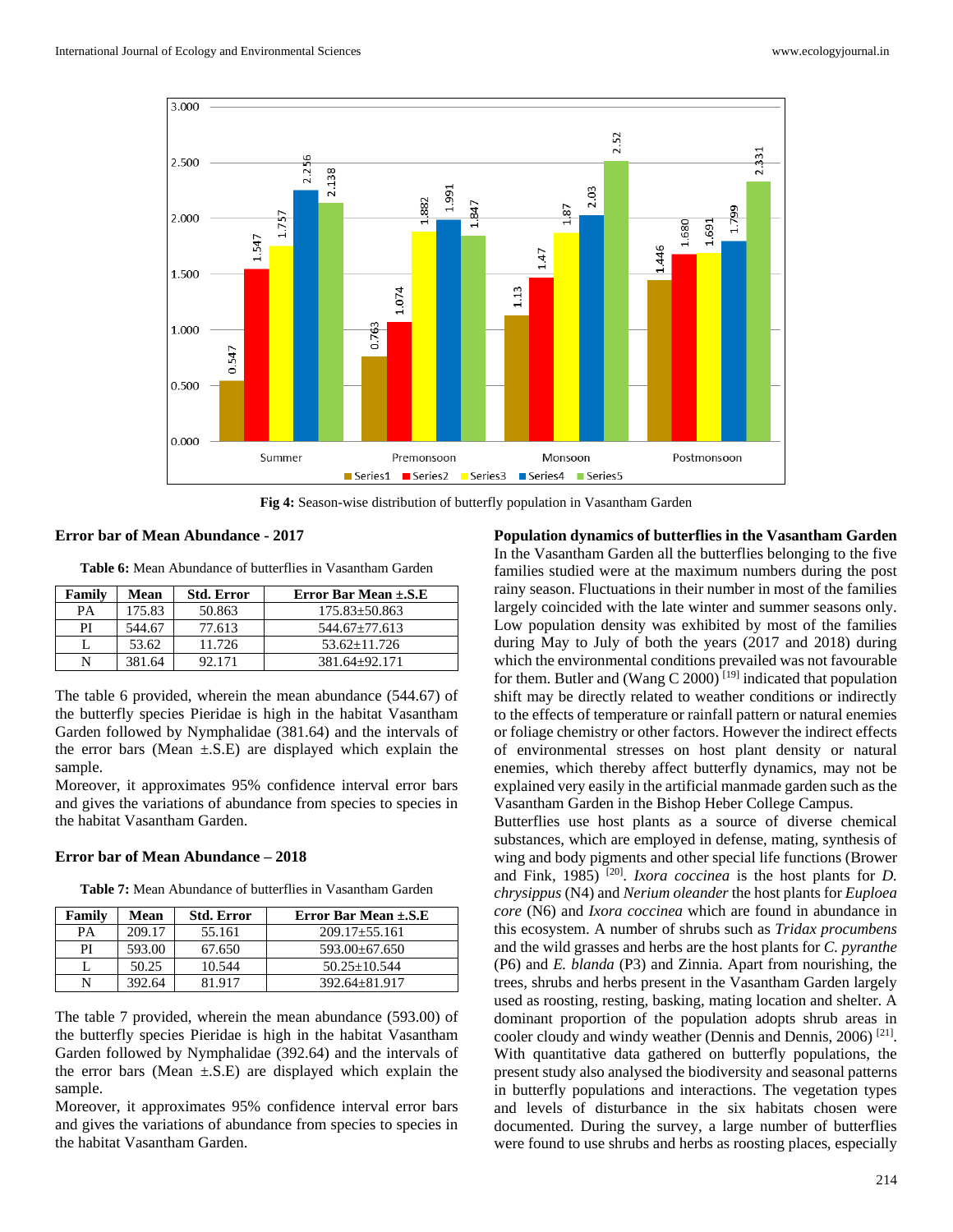Fig 4: Season-wise distribution of butterfly population in Vasantham Garden

### Error bar of Mean Abundance - 2017

**Table 6:** Mean Abundance of butterflies in Vasantham Garden

| Family | Mean | Std. Error | Error Bar Mean ±.S.E |
|---|---|---|---|
| PA | 175.83 | 50.863 | 175.83±50.863 |
| PI | 544.67 | 77.613 | 544.67±77.613 |
| L | 53.62 | 11.726 | 53.62±11.726 |
| N | 381.64 | 92.171 | 381.64±92.171 |

The table 6 provided, wherein the mean abundance (544.67) of the butterfly species Pieridae is high in the habitat Vasantham Garden followed by Nymphalidae (381.64) and the intervals of the error bars (Mean ±.S.E) are displayed which explain the sample.

Moreover, it approximates 95% confidence interval error bars and gives the variations of abundance from species to species in the habitat Vasantham Garden.

### Error bar of Mean Abundance – 2018

**Table 7:** Mean Abundance of butterflies in Vasantham Garden

| Family | Mean | Std. Error | Error Bar Mean ±.S.E |
|---|---|---|---|
| PA | 209.17 | 55.161 | 209.17±55.161 |
| PI | 593.00 | 67.650 | 593.00±67.650 |
| L | 50.25 | 10.544 | 50.25±10.544 |
| N | 392.64 | 81.917 | 392.64±81.917 |

The table 7 provided, wherein the mean abundance (593.00) of the butterfly species Pieridae is high in the habitat Vasantham Garden followed by Nymphalidae (392.64) and the intervals of the error bars (Mean ±.S.E) are displayed which explain the sample.

Moreover, it approximates 95% confidence interval error bars and gives the variations of abundance from species to species in the habitat Vasantham Garden.

### Population dynamics of butterflies in the Vasantham Garden

In the Vasantham Garden all the butterflies belonging to the five families studied were at the maximum numbers during the post rainy season. Fluctuations in their number in most of the families largely coincided with the late winter and summer seasons only. Low population density was exhibited by most of the families during May to July of both the years (2017 and 2018) during which the environmental conditions prevailed was not favourable for them. Butler and (Wang C 2000) [19] indicated that population shift may be directly related to weather conditions or indirectly to the effects of temperature or rainfall pattern or natural enemies or foliage chemistry or other factors. However the indirect effects of environmental stresses on host plant density or natural enemies, which thereby affect butterfly dynamics, may not be explained very easily in the artificial manmade garden such as the Vasantham Garden in the Bishop Heber College Campus.

Butterflies use host plants as a source of diverse chemical substances, which are employed in defense, mating, synthesis of wing and body pigments and other special life functions (Brower and Fink, 1985) [20]. *Ixora coccinea* is the host plants for *D. chrysippus* (N4) and *Nerium oleander* the host plants for *Euploea core* (N6) and *Ixora coccinea* which are found in abundance in this ecosystem. A number of shrubs such as *Tridax procumbens* and the wild grasses and herbs are the host plants for *C. pyranthe* (P6) and *E. blanda* (P3) and Zinnia. Apart from nourishing, the trees, shrubs and herbs present in the Vasantham Garden largely used as roosting, resting, basking, mating location and shelter. A dominant proportion of the population adopts shrub areas in cooler cloudy and windy weather (Dennis and Dennis, 2006) [21]. With quantitative data gathered on butterfly populations, the present study also analysed the biodiversity and seasonal patterns in butterfly populations and interactions. The vegetation types and levels of disturbance in the six habitats chosen were documented. During the survey, a large number of butterflies were found to use shrubs and herbs as roosting places, especially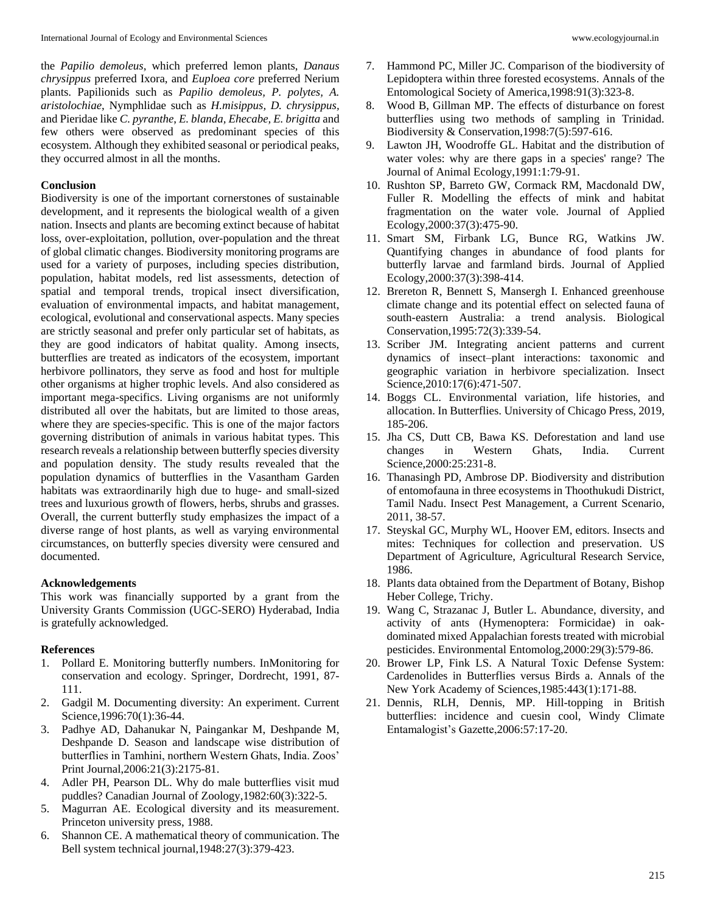the *Papilio demoleus*, which preferred lemon plants, *Danaus chrysippus* preferred Ixora, and *Euploea core* preferred Nerium plants. Papilionids such as *Papilio demoleus, P. polytes, A. aristolochiae*, Nymphlidae such as *H.misippus, D. chrysippus,* and Pieridae like *C. pyranthe, E. blanda, Ehecabe, E. brigitta* and few others were observed as predominant species of this ecosystem. Although they exhibited seasonal or periodical peaks, they occurred almost in all the months.

**Conclusion**

Biodiversity is one of the important cornerstones of sustainable development, and it represents the biological wealth of a given nation. Insects and plants are becoming extinct because of habitat loss, over-exploitation, pollution, over-population and the threat of global climatic changes. Biodiversity monitoring programs are used for a variety of purposes, including species distribution, population, habitat models, red list assessments, detection of spatial and temporal trends, tropical insect diversification, evaluation of environmental impacts, and habitat management, ecological, evolutional and conservational aspects. Many species are strictly seasonal and prefer only particular set of habitats, as they are good indicators of habitat quality. Among insects, butterflies are treated as indicators of the ecosystem, important herbivore pollinators, they serve as food and host for multiple other organisms at higher trophic levels. And also considered as important mega-specifics. Living organisms are not uniformly distributed all over the habitats, but are limited to those areas, where they are species-specific. This is one of the major factors governing distribution of animals in various habitat types. This research reveals a relationship between butterfly species diversity and population density. The study results revealed that the population dynamics of butterflies in the Vasantham Garden habitats was extraordinarily high due to huge- and small-sized trees and luxurious growth of flowers, herbs, shrubs and grasses. Overall, the current butterfly study emphasizes the impact of a diverse range of host plants, as well as varying environmental circumstances, on butterfly species diversity were censured and documented.

**Acknowledgements**

This work was financially supported by a grant from the University Grants Commission (UGC-SERO) Hyderabad, India is gratefully acknowledged.

**References**

1. Pollard E. Monitoring butterfly numbers. InMonitoring for conservation and ecology. Springer, Dordrecht, 1991, 87-111.
2. Gadgil M. Documenting diversity: An experiment. Current Science,1996:70(1):36-44.
3. Padhye AD, Dahanukar N, Paingankar M, Deshpande M, Deshpande D. Season and landscape wise distribution of butterflies in Tamhini, northern Western Ghats, India. Zoos' Print Journal,2006:21(3):2175-81.
4. Adler PH, Pearson DL. Why do male butterflies visit mud puddles? Canadian Journal of Zoology,1982:60(3):322-5.
5. Magurran AE. Ecological diversity and its measurement. Princeton university press, 1988.
6. Shannon CE. A mathematical theory of communication. The Bell system technical journal,1948:27(3):379-423.
7. Hammond PC, Miller JC. Comparison of the biodiversity of Lepidoptera within three forested ecosystems. Annals of the Entomological Society of America,1998:91(3):323-8.
8. Wood B, Gillman MP. The effects of disturbance on forest butterflies using two methods of sampling in Trinidad. Biodiversity & Conservation,1998:7(5):597-616.
9. Lawton JH, Woodroffe GL. Habitat and the distribution of water voles: why are there gaps in a species' range? The Journal of Animal Ecology,1991:1:79-91.
10. Rushton SP, Barreto GW, Cormack RM, Macdonald DW, Fuller R. Modelling the effects of mink and habitat fragmentation on the water vole. Journal of Applied Ecology,2000:37(3):475-90.
11. Smart SM, Firbank LG, Bunce RG, Watkins JW. Quantifying changes in abundance of food plants for butterfly larvae and farmland birds. Journal of Applied Ecology,2000:37(3):398-414.
12. Brereton R, Bennett S, Mansergh I. Enhanced greenhouse climate change and its potential effect on selected fauna of south-eastern Australia: a trend analysis. Biological Conservation,1995:72(3):339-54.
13. Scriber JM. Integrating ancient patterns and current dynamics of insect–plant interactions: taxonomic and geographic variation in herbivore specialization. Insect Science,2010:17(6):471-507.
14. Boggs CL. Environmental variation, life histories, and allocation. In Butterflies. University of Chicago Press, 2019, 185-206.
15. Jha CS, Dutt CB, Bawa KS. Deforestation and land use changes in Western Ghats, India. Current Science,2000:25:231-8.
16. Thanasingh PD, Ambrose DP. Biodiversity and distribution of entomofauna in three ecosystems in Thoothukudi District, Tamil Nadu. Insect Pest Management, a Current Scenario, 2011, 38-57.
17. Steyskal GC, Murphy WL, Hoover EM, editors. Insects and mites: Techniques for collection and preservation. US Department of Agriculture, Agricultural Research Service, 1986.
18. Plants data obtained from the Department of Botany, Bishop Heber College, Trichy.
19. Wang C, Strazanac J, Butler L. Abundance, diversity, and activity of ants (Hymenoptera: Formicidae) in oak-dominated mixed Appalachian forests treated with microbial pesticides. Environmental Entomolog,2000:29(3):579-86.
20. Brower LP, Fink LS. A Natural Toxic Defense System: Cardenolides in Butterflies versus Birds a. Annals of the New York Academy of Sciences,1985:443(1):171-88.
21. Dennis, RLH, Dennis, MP. Hill-topping in British butterflies: incidence and cuesin cool, Windy Climate Entamalogist's Gazette,2006:57:17-20.